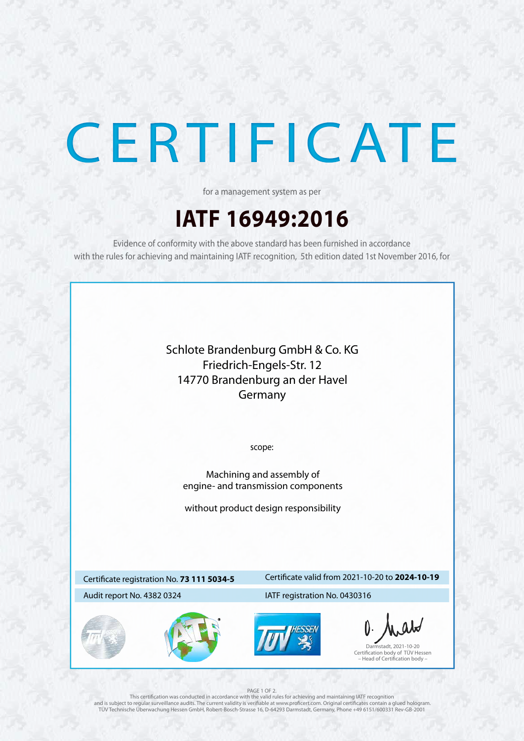# CERTIFICATE

for a management system as per

## IATF 16949:2016

Evidence of conformity with the above standard has been furnished in accordance with the rules for achieving and maintaining IATF recognition, 5th edition dated 1st November 2016, for

Schlote Brandenburg GmbH & Co. KG
Friedrich-Engels-Str. 12
14770 Brandenburg an der Havel
Germany

scope:

Machining and assembly of
engine- and transmission components

without product design responsibility

| | |
|---|---|
| Certificate registration No. **73 111 5034-5** | Certificate valid from 2021-10-20 to **2024-10-19** |
| Audit report No. 4382 0324 | IATF registration No. 0430316 |

Darmstadt, 2021-10-20
Certification body of TÜV Hessen
– Head of Certification body –

This certification was conducted in accordance with the valid rules for achieving and maintaining IATF recognition and is subject to regular surveillance audits. The current validity is verifiable at www.proficert.com. Original certificates contain a glued hologram.
TÜV Technische Überwachung Hessen GmbH, Robert-Bosch-Strasse 16, D-64293 Darmstadt, Germany, Phone +49 6151/600331 Rev-GB-2001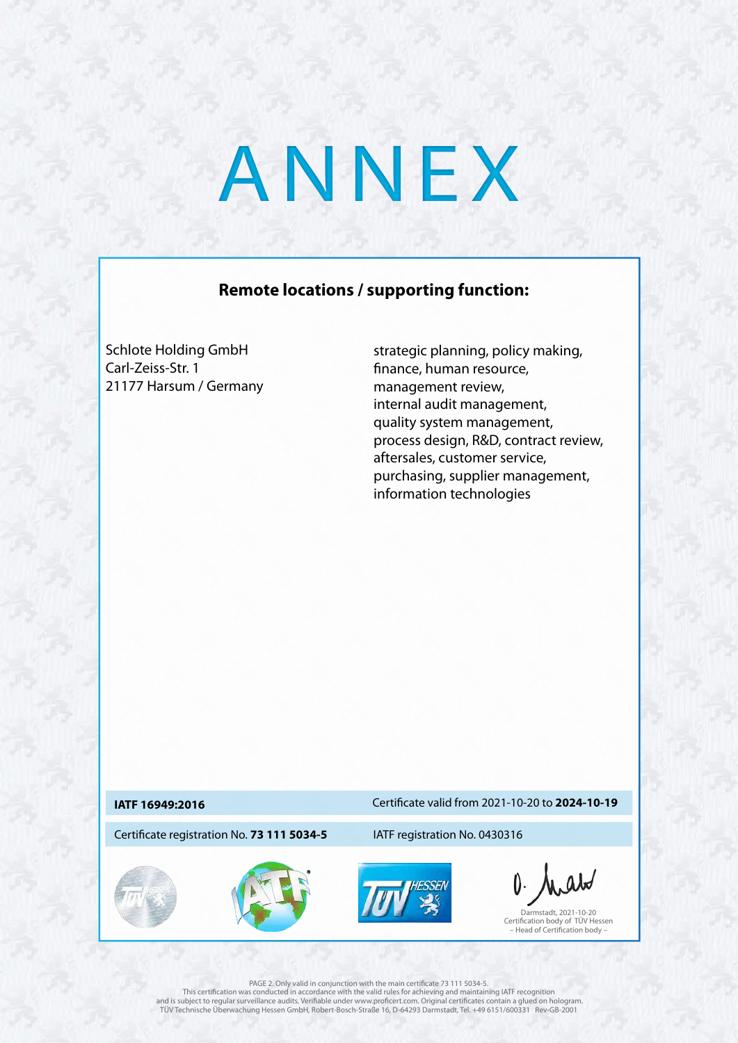# ANNEX

## Remote locations / supporting function:

| | |
|---|---|
| Schlote Holding GmbH<br>Carl-Zeiss-Str. 1<br>21177 Harsum / Germany | strategic planning, policy making,<br>finance, human resource,<br>management review,<br>internal audit management,<br>quality system management,<br>process design, R&D, contract review,<br>aftersales, customer service,<br>purchasing, supplier management,<br>information technologies |

**IATF 16949:2016**

Certificate valid from 2021-10-20 to **2024-10-19**

Certificate registration No. **73 111 5034-5**

IATF registration No. 0430316

Darmstadt, 2021-10-20
Certification body of TÜV Hessen
– Head of Certification body –

PAGE 2. Only valid in conjunction with the main certificate 73 111 5034-5.
This certification was conducted in accordance with the valid rules for achieving and maintaining IATF recognition and is subject to regular surveillance audits. Verifiable under www.proficert.com. Original certificates contain a glued on hologram.
TÜV Technische Überwachung Hessen GmbH, Robert-Bosch-Straße 16, D-64293 Darmstadt, Tel. +49 6151/600331 Rev-GB-2001